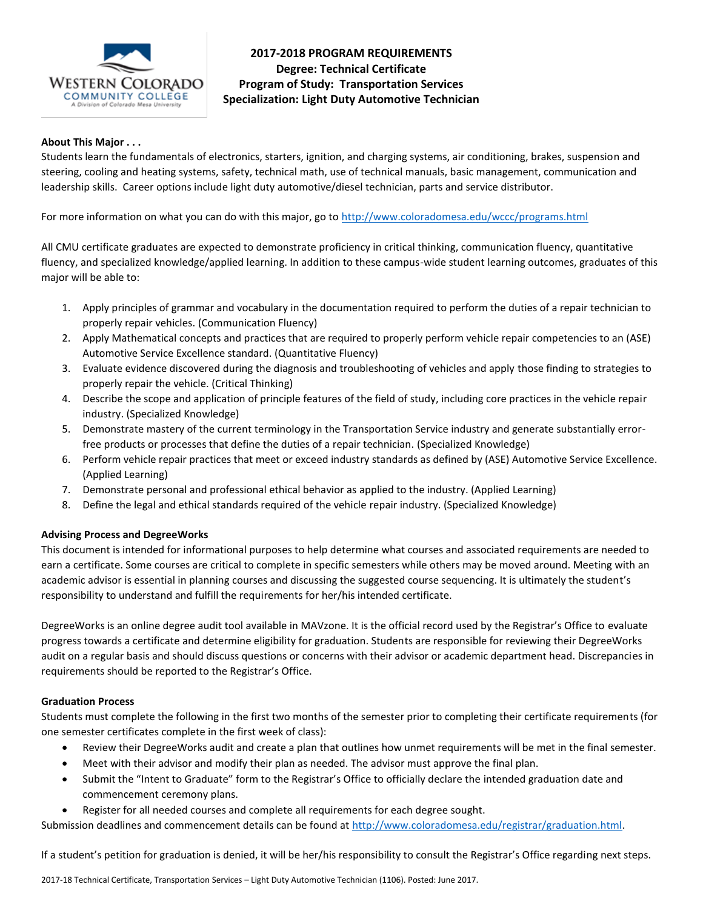# 2017-2018 PROGRAM REQUIREMENTS
## Degree: Technical Certificate
## Program of Study: Transportation Services
## Specialization: Light Duty Automotive Technician

**About This Major . . .**

Students learn the fundamentals of electronics, starters, ignition, and charging systems, air conditioning, brakes, suspension and steering, cooling and heating systems, safety, technical math, use of technical manuals, basic management, communication and leadership skills. Career options include light duty automotive/diesel technician, parts and service distributor.

For more information on what you can do with this major, go to http://www.coloradomesa.edu/wccc/programs.html

All CMU certificate graduates are expected to demonstrate proficiency in critical thinking, communication fluency, quantitative fluency, and specialized knowledge/applied learning. In addition to these campus-wide student learning outcomes, graduates of this major will be able to:

1. Apply principles of grammar and vocabulary in the documentation required to perform the duties of a repair technician to properly repair vehicles. (Communication Fluency)
2. Apply Mathematical concepts and practices that are required to properly perform vehicle repair competencies to an (ASE) Automotive Service Excellence standard. (Quantitative Fluency)
3. Evaluate evidence discovered during the diagnosis and troubleshooting of vehicles and apply those finding to strategies to properly repair the vehicle. (Critical Thinking)
4. Describe the scope and application of principle features of the field of study, including core practices in the vehicle repair industry. (Specialized Knowledge)
5. Demonstrate mastery of the current terminology in the Transportation Service industry and generate substantially error-free products or processes that define the duties of a repair technician. (Specialized Knowledge)
6. Perform vehicle repair practices that meet or exceed industry standards as defined by (ASE) Automotive Service Excellence. (Applied Learning)
7. Demonstrate personal and professional ethical behavior as applied to the industry. (Applied Learning)
8. Define the legal and ethical standards required of the vehicle repair industry. (Specialized Knowledge)

**Advising Process and DegreeWorks**

This document is intended for informational purposes to help determine what courses and associated requirements are needed to earn a certificate. Some courses are critical to complete in specific semesters while others may be moved around. Meeting with an academic advisor is essential in planning courses and discussing the suggested course sequencing. It is ultimately the student's responsibility to understand and fulfill the requirements for her/his intended certificate.

DegreeWorks is an online degree audit tool available in MAVzone. It is the official record used by the Registrar's Office to evaluate progress towards a certificate and determine eligibility for graduation. Students are responsible for reviewing their DegreeWorks audit on a regular basis and should discuss questions or concerns with their advisor or academic department head. Discrepancies in requirements should be reported to the Registrar's Office.

**Graduation Process**

Students must complete the following in the first two months of the semester prior to completing their certificate requirements (for one semester certificates complete in the first week of class):

- Review their DegreeWorks audit and create a plan that outlines how unmet requirements will be met in the final semester.
- Meet with their advisor and modify their plan as needed. The advisor must approve the final plan.
- Submit the "Intent to Graduate" form to the Registrar's Office to officially declare the intended graduation date and commencement ceremony plans.
- Register for all needed courses and complete all requirements for each degree sought.

Submission deadlines and commencement details can be found at http://www.coloradomesa.edu/registrar/graduation.html.

If a student's petition for graduation is denied, it will be her/his responsibility to consult the Registrar's Office regarding next steps.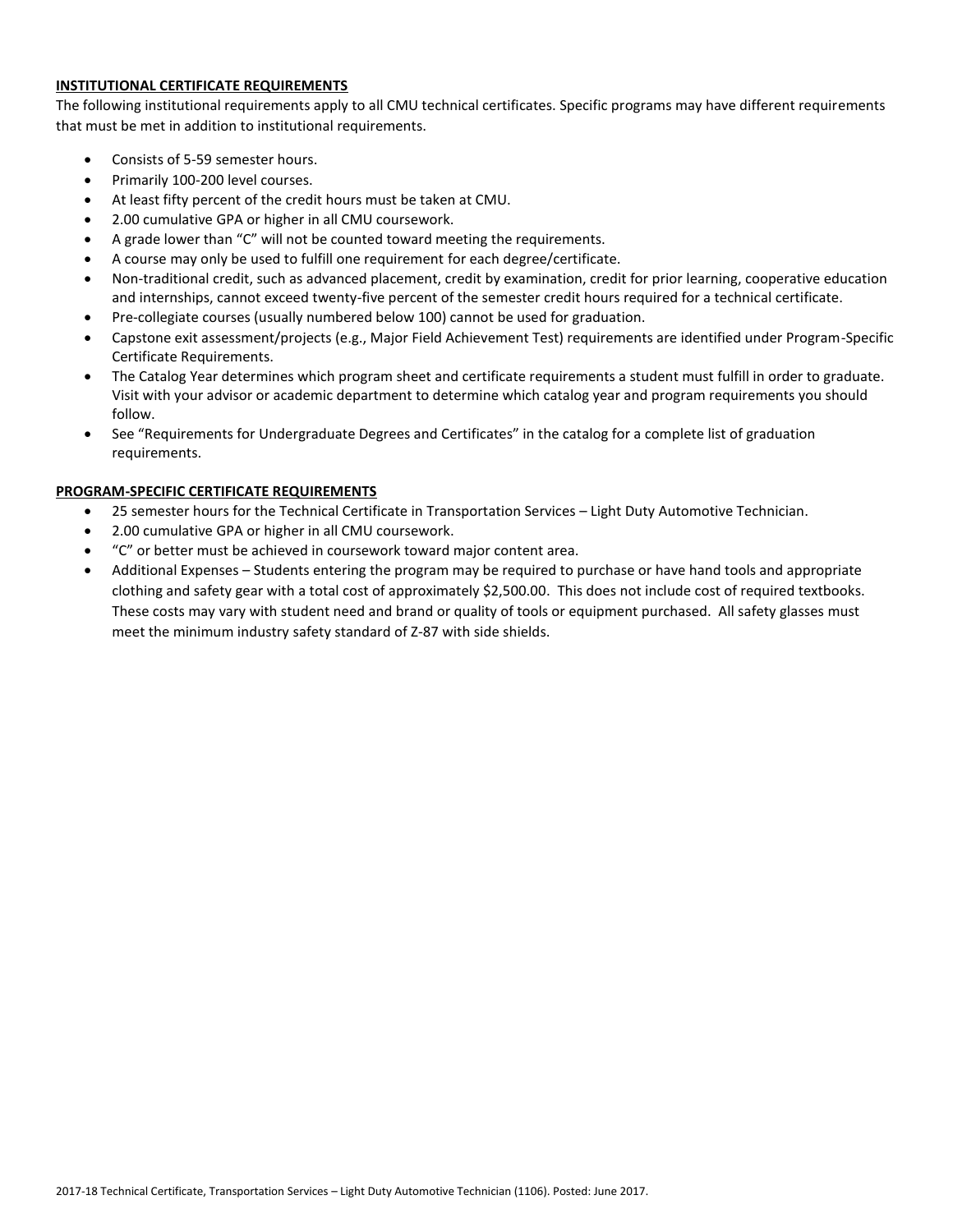**INSTITUTIONAL CERTIFICATE REQUIREMENTS**

The following institutional requirements apply to all CMU technical certificates. Specific programs may have different requirements that must be met in addition to institutional requirements.

- Consists of 5-59 semester hours.
- Primarily 100-200 level courses.
- At least fifty percent of the credit hours must be taken at CMU.
- 2.00 cumulative GPA or higher in all CMU coursework.
- A grade lower than "C" will not be counted toward meeting the requirements.
- A course may only be used to fulfill one requirement for each degree/certificate.
- Non-traditional credit, such as advanced placement, credit by examination, credit for prior learning, cooperative education and internships, cannot exceed twenty-five percent of the semester credit hours required for a technical certificate.
- Pre-collegiate courses (usually numbered below 100) cannot be used for graduation.
- Capstone exit assessment/projects (e.g., Major Field Achievement Test) requirements are identified under Program-Specific Certificate Requirements.
- The Catalog Year determines which program sheet and certificate requirements a student must fulfill in order to graduate. Visit with your advisor or academic department to determine which catalog year and program requirements you should follow.
- See "Requirements for Undergraduate Degrees and Certificates" in the catalog for a complete list of graduation requirements.

**PROGRAM-SPECIFIC CERTIFICATE REQUIREMENTS**

- 25 semester hours for the Technical Certificate in Transportation Services – Light Duty Automotive Technician.
- 2.00 cumulative GPA or higher in all CMU coursework.
- "C" or better must be achieved in coursework toward major content area.
- Additional Expenses – Students entering the program may be required to purchase or have hand tools and appropriate clothing and safety gear with a total cost of approximately $2,500.00. This does not include cost of required textbooks. These costs may vary with student need and brand or quality of tools or equipment purchased. All safety glasses must meet the minimum industry safety standard of Z-87 with side shields.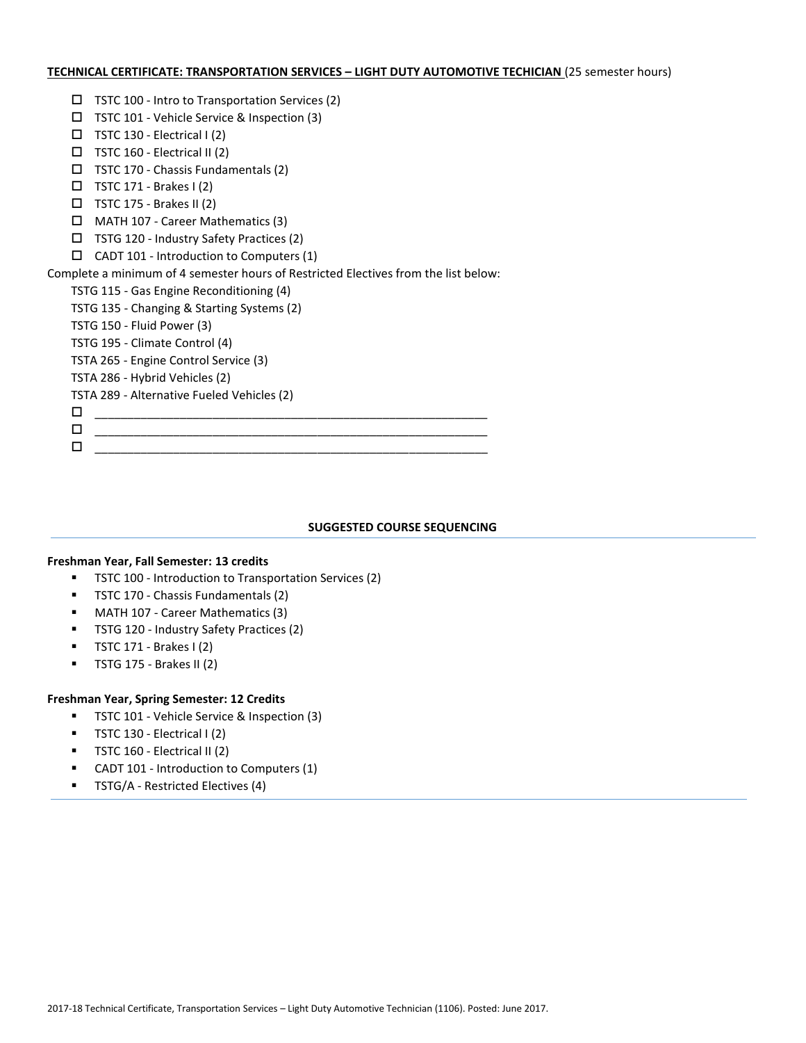**TECHNICAL CERTIFICATE: TRANSPORTATION SERVICES – LIGHT DUTY AUTOMOTIVE TECHICIAN** (25 semester hours)

- ☐ TSTC 100 - Intro to Transportation Services (2)
- ☐ TSTC 101 - Vehicle Service & Inspection (3)
- ☐ TSTC 130 - Electrical I (2)
- ☐ TSTC 160 - Electrical II (2)
- ☐ TSTC 170 - Chassis Fundamentals (2)
- ☐ TSTC 171 - Brakes I (2)
- ☐ TSTC 175 - Brakes II (2)
- ☐ MATH 107 - Career Mathematics (3)
- ☐ TSTG 120 - Industry Safety Practices (2)
- ☐ CADT 101 - Introduction to Computers (1)

Complete a minimum of 4 semester hours of Restricted Electives from the list below:

TSTG 115 - Gas Engine Reconditioning (4)
TSTG 135 - Changing & Starting Systems (2)
TSTG 150 - Fluid Power (3)
TSTG 195 - Climate Control (4)
TSTA 265 - Engine Control Service (3)
TSTA 286 - Hybrid Vehicles (2)
TSTA 289 - Alternative Fueled Vehicles (2)

- ☐ ____________________________________________________________
- ☐ ____________________________________________________________
- ☐ ____________________________________________________________

**SUGGESTED COURSE SEQUENCING**

**Freshman Year, Fall Semester: 13 credits**

- TSTC 100 - Introduction to Transportation Services (2)
- TSTC 170 - Chassis Fundamentals (2)
- MATH 107 - Career Mathematics (3)
- TSTG 120 - Industry Safety Practices (2)
- TSTC 171 - Brakes I (2)
- TSTG 175 - Brakes II (2)

**Freshman Year, Spring Semester: 12 Credits**

- TSTC 101 - Vehicle Service & Inspection (3)
- TSTC 130 - Electrical I (2)
- TSTC 160 - Electrical II (2)
- CADT 101 - Introduction to Computers (1)
- TSTG/A - Restricted Electives (4)

2017-18 Technical Certificate, Transportation Services – Light Duty Automotive Technician (1106). Posted: June 2017.